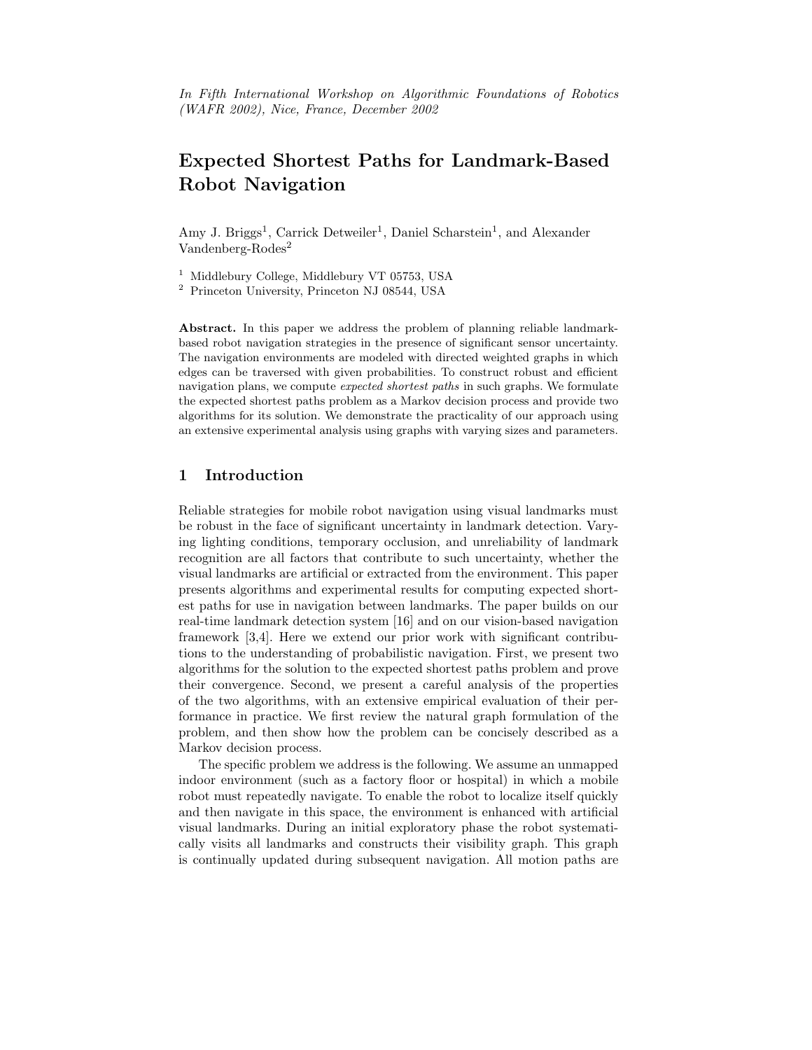*In Fifth International Workshop on Algorithmic Foundations of Robotics (WAFR 2002), Nice, France, December 2002*

# Expected Shortest Paths for Landmark-Based Robot Navigation

Amy J. Briggs[1], Carrick Detweiler[1], Daniel Scharstein[1], and Alexander Vandenberg-Rodes[2]

[1] Middlebury College, Middlebury VT 05753, USA
[2] Princeton University, Princeton NJ 08544, USA

**Abstract.** In this paper we address the problem of planning reliable landmark-based robot navigation strategies in the presence of significant sensor uncertainty. The navigation environments are modeled with directed weighted graphs in which edges can be traversed with given probabilities. To construct robust and efficient navigation plans, we compute *expected shortest paths* in such graphs. We formulate the expected shortest paths problem as a Markov decision process and provide two algorithms for its solution. We demonstrate the practicality of our approach using an extensive experimental analysis using graphs with varying sizes and parameters.

## 1 Introduction

Reliable strategies for mobile robot navigation using visual landmarks must be robust in the face of significant uncertainty in landmark detection. Varying lighting conditions, temporary occlusion, and unreliability of landmark recognition are all factors that contribute to such uncertainty, whether the visual landmarks are artificial or extracted from the environment. This paper presents algorithms and experimental results for computing expected shortest paths for use in navigation between landmarks. The paper builds on our real-time landmark detection system [16] and on our vision-based navigation framework [3,4]. Here we extend our prior work with significant contributions to the understanding of probabilistic navigation. First, we present two algorithms for the solution to the expected shortest paths problem and prove their convergence. Second, we present a careful analysis of the properties of the two algorithms, with an extensive empirical evaluation of their performance in practice. We first review the natural graph formulation of the problem, and then show how the problem can be concisely described as a Markov decision process.

The specific problem we address is the following. We assume an unmapped indoor environment (such as a factory floor or hospital) in which a mobile robot must repeatedly navigate. To enable the robot to localize itself quickly and then navigate in this space, the environment is enhanced with artificial visual landmarks. During an initial exploratory phase the robot systematically visits all landmarks and constructs their visibility graph. This graph is continually updated during subsequent navigation. All motion paths are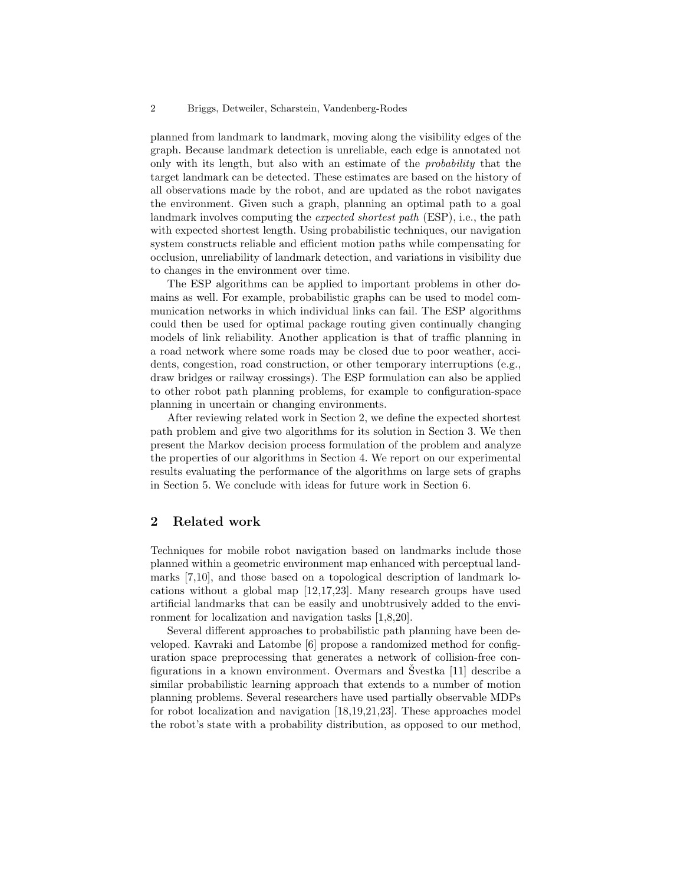planned from landmark to landmark, moving along the visibility edges of the graph. Because landmark detection is unreliable, each edge is annotated not only with its length, but also with an estimate of the *probability* that the target landmark can be detected. These estimates are based on the history of all observations made by the robot, and are updated as the robot navigates the environment. Given such a graph, planning an optimal path to a goal landmark involves computing the *expected shortest path* (ESP), i.e., the path with expected shortest length. Using probabilistic techniques, our navigation system constructs reliable and efficient motion paths while compensating for occlusion, unreliability of landmark detection, and variations in visibility due to changes in the environment over time.

The ESP algorithms can be applied to important problems in other domains as well. For example, probabilistic graphs can be used to model communication networks in which individual links can fail. The ESP algorithms could then be used for optimal package routing given continually changing models of link reliability. Another application is that of traffic planning in a road network where some roads may be closed due to poor weather, accidents, congestion, road construction, or other temporary interruptions (e.g., draw bridges or railway crossings). The ESP formulation can also be applied to other robot path planning problems, for example to configuration-space planning in uncertain or changing environments.

After reviewing related work in Section 2, we define the expected shortest path problem and give two algorithms for its solution in Section 3. We then present the Markov decision process formulation of the problem and analyze the properties of our algorithms in Section 4. We report on our experimental results evaluating the performance of the algorithms on large sets of graphs in Section 5. We conclude with ideas for future work in Section 6.

## 2 Related work

Techniques for mobile robot navigation based on landmarks include those planned within a geometric environment map enhanced with perceptual landmarks [7,10], and those based on a topological description of landmark locations without a global map [12,17,23]. Many research groups have used artificial landmarks that can be easily and unobtrusively added to the environment for localization and navigation tasks [1,8,20].

Several different approaches to probabilistic path planning have been developed. Kavraki and Latombe [6] propose a randomized method for configuration space preprocessing that generates a network of collision-free configurations in a known environment. Overmars and Švestka [11] describe a similar probabilistic learning approach that extends to a number of motion planning problems. Several researchers have used partially observable MDPs for robot localization and navigation [18,19,21,23]. These approaches model the robot's state with a probability distribution, as opposed to our method,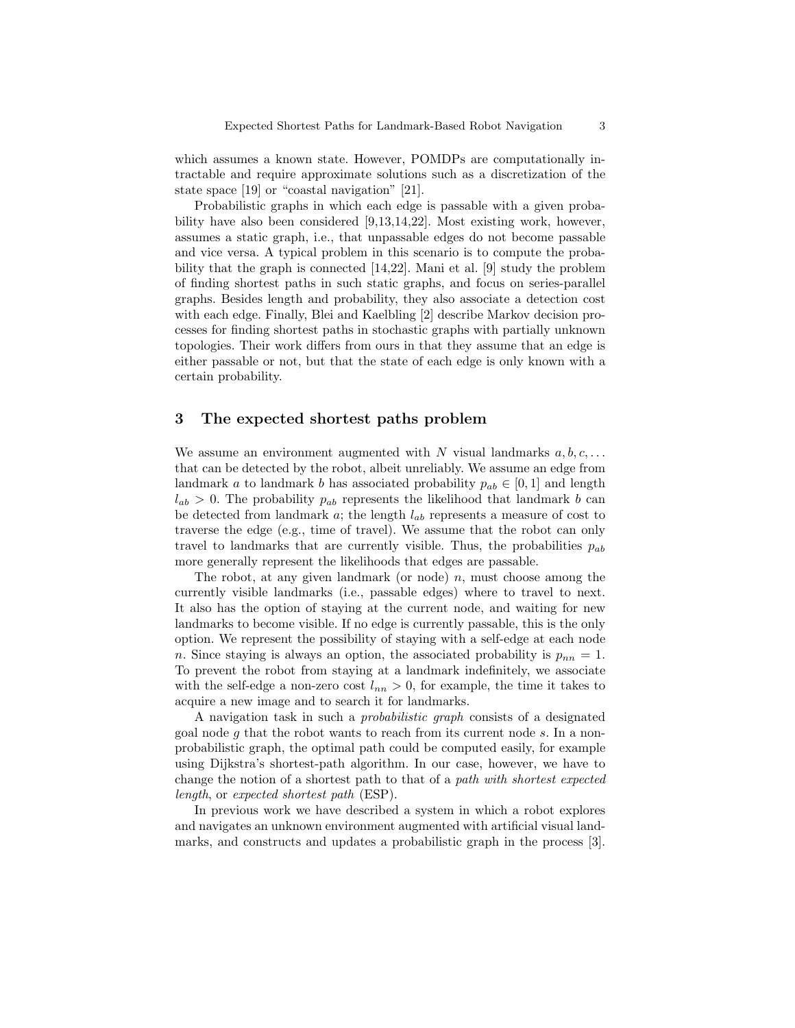which assumes a known state. However, POMDPs are computationally intractable and require approximate solutions such as a discretization of the state space [19] or "coastal navigation" [21].

Probabilistic graphs in which each edge is passable with a given probability have also been considered [9,13,14,22]. Most existing work, however, assumes a static graph, i.e., that unpassable edges do not become passable and vice versa. A typical problem in this scenario is to compute the probability that the graph is connected [14,22]. Mani et al. [9] study the problem of finding shortest paths in such static graphs, and focus on series-parallel graphs. Besides length and probability, they also associate a detection cost with each edge. Finally, Blei and Kaelbling [2] describe Markov decision processes for finding shortest paths in stochastic graphs with partially unknown topologies. Their work differs from ours in that they assume that an edge is either passable or not, but that the state of each edge is only known with a certain probability.

## 3 The expected shortest paths problem

We assume an environment augmented with $N$ visual landmarks $a, b, c, \ldots$ that can be detected by the robot, albeit unreliably. We assume an edge from landmark $a$ to landmark $b$ has associated probability $p_{ab} \in [0, 1]$ and length $l_{ab} > 0$. The probability $p_{ab}$ represents the likelihood that landmark $b$ can be detected from landmark $a$; the length $l_{ab}$ represents a measure of cost to traverse the edge (e.g., time of travel). We assume that the robot can only travel to landmarks that are currently visible. Thus, the probabilities $p_{ab}$ more generally represent the likelihoods that edges are passable.

The robot, at any given landmark (or node) $n$, must choose among the currently visible landmarks (i.e., passable edges) where to travel to next. It also has the option of staying at the current node, and waiting for new landmarks to become visible. If no edge is currently passable, this is the only option. We represent the possibility of staying with a self-edge at each node $n$. Since staying is always an option, the associated probability is $p_{nn} = 1$. To prevent the robot from staying at a landmark indefinitely, we associate with the self-edge a non-zero cost $l_{nn} > 0$, for example, the time it takes to acquire a new image and to search it for landmarks.

A navigation task in such a *probabilistic graph* consists of a designated goal node $g$ that the robot wants to reach from its current node $s$. In a non-probabilistic graph, the optimal path could be computed easily, for example using Dijkstra's shortest-path algorithm. In our case, however, we have to change the notion of a shortest path to that of a *path with shortest expected length*, or *expected shortest path* (ESP).

In previous work we have described a system in which a robot explores and navigates an unknown environment augmented with artificial visual landmarks, and constructs and updates a probabilistic graph in the process [3].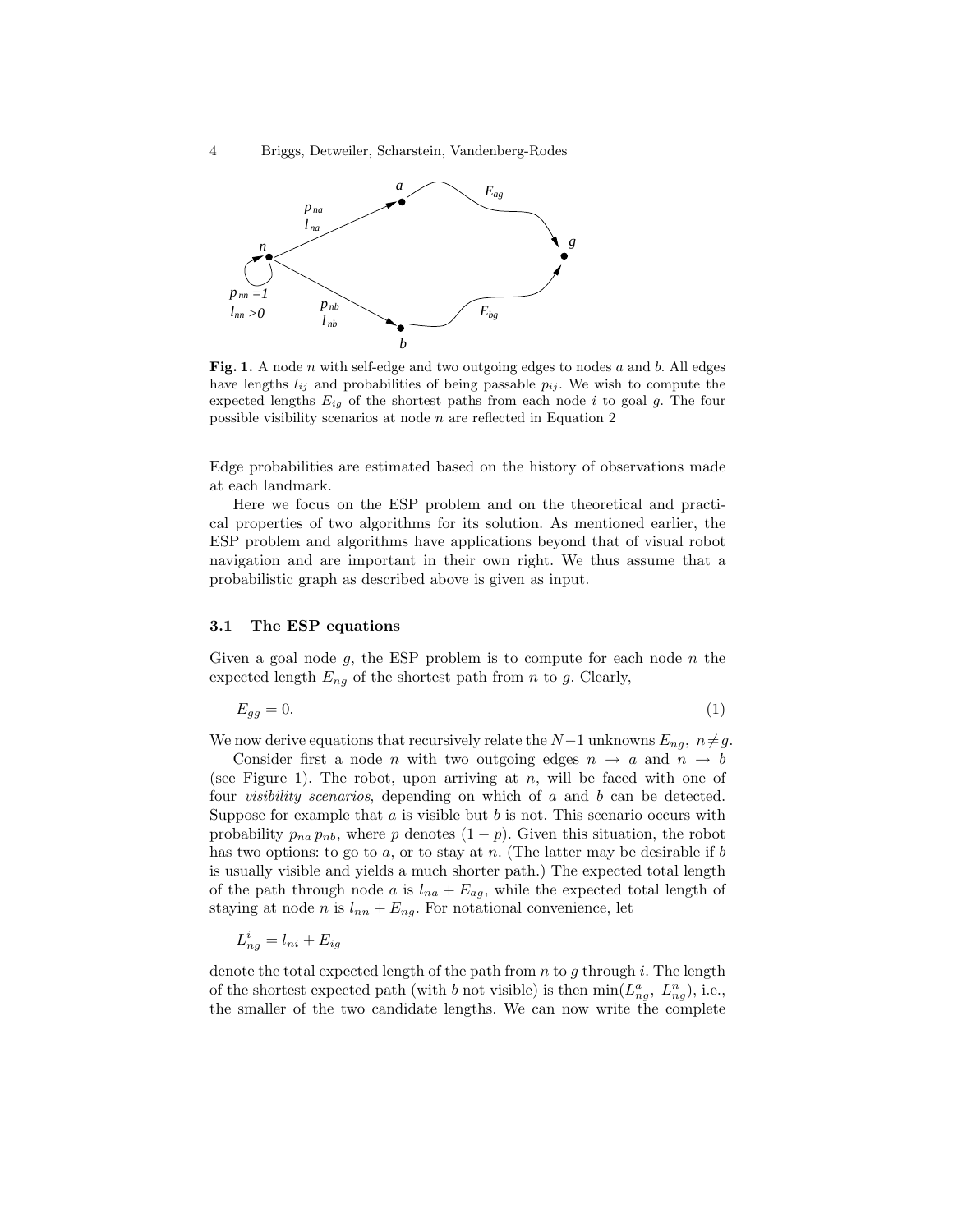**Fig. 1.** A node $n$ with self-edge and two outgoing edges to nodes $a$ and $b$. All edges have lengths $l_{ij}$ and probabilities of being passable $p_{ij}$. We wish to compute the expected lengths $E_{ig}$ of the shortest paths from each node $i$ to goal $g$. The four possible visibility scenarios at node $n$ are reflected in Equation 2

Edge probabilities are estimated based on the history of observations made at each landmark.

Here we focus on the ESP problem and on the theoretical and practical properties of two algorithms for its solution. As mentioned earlier, the ESP problem and algorithms have applications beyond that of visual robot navigation and are important in their own right. We thus assume that a probabilistic graph as described above is given as input.

### 3.1 The ESP equations

Given a goal node $g$, the ESP problem is to compute for each node $n$ the expected length $E_{ng}$ of the shortest path from $n$ to $g$. Clearly,

$$E_{gg} = 0. \tag{1}$$

We now derive equations that recursively relate the $N-1$ unknowns $E_{ng},\ n \neq g$.

Consider first a node $n$ with two outgoing edges $n \rightarrow a$ and $n \rightarrow b$ (see Figure 1). The robot, upon arriving at $n$, will be faced with one of four *visibility scenarios*, depending on which of $a$ and $b$ can be detected. Suppose for example that $a$ is visible but $b$ is not. This scenario occurs with probability $p_{na}\,\overline{p_{nb}}$, where $\overline{p}$ denotes $(1-p)$. Given this situation, the robot has two options: to go to $a$, or to stay at $n$. (The latter may be desirable if $b$ is usually visible and yields a much shorter path.) The expected total length of the path through node $a$ is $l_{na} + E_{ag}$, while the expected total length of staying at node $n$ is $l_{nn} + E_{ng}$. For notational convenience, let

$$L^i_{ng} = l_{ni} + E_{ig}$$

denote the total expected length of the path from $n$ to $g$ through $i$. The length of the shortest expected path (with $b$ not visible) is then $\min(L^a_{ng},\ L^n_{ng})$, i.e., the smaller of the two candidate lengths. We can now write the complete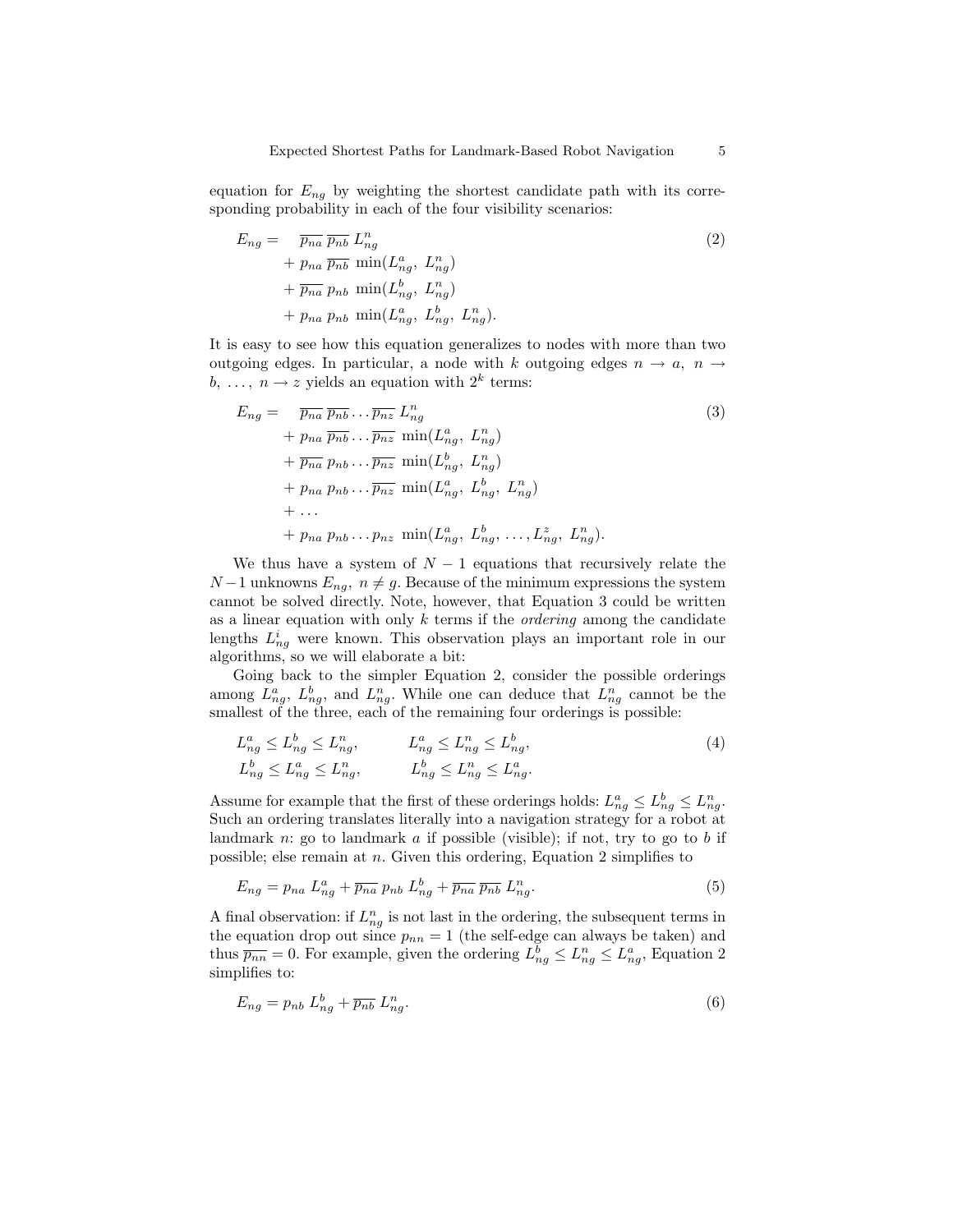equation for $E_{ng}$ by weighting the shortest candidate path with its corresponding probability in each of the four visibility scenarios:

$$
\begin{aligned}
E_{ng} = \quad & \overline{p_{na}}\,\overline{p_{nb}}\,L^n_{ng} \\
& + p_{na}\,\overline{p_{nb}}\,\min(L^a_{ng},\,L^n_{ng}) \\
& + \overline{p_{na}}\,p_{nb}\,\min(L^b_{ng},\,L^n_{ng}) \\
& + p_{na}\,p_{nb}\,\min(L^a_{ng},\,L^b_{ng},\,L^n_{ng}).
\end{aligned} \tag{2}
$$

It is easy to see how this equation generalizes to nodes with more than two outgoing edges. In particular, a node with $k$ outgoing edges $n \to a,\ n \to b,\ \ldots,\ n \to z$ yields an equation with $2^k$ terms:

$$
\begin{aligned}
E_{ng} = \quad & \overline{p_{na}}\,\overline{p_{nb}} \ldots \overline{p_{nz}}\,L^n_{ng} \\
& + p_{na}\,\overline{p_{nb}} \ldots \overline{p_{nz}}\,\min(L^a_{ng},\,L^n_{ng}) \\
& + \overline{p_{na}}\,p_{nb} \ldots \overline{p_{nz}}\,\min(L^b_{ng},\,L^n_{ng}) \\
& + p_{na}\,p_{nb} \ldots \overline{p_{nz}}\,\min(L^a_{ng},\,L^b_{ng},\,L^n_{ng}) \\
& + \ldots \\
& + p_{na}\,p_{nb} \ldots p_{nz}\,\min(L^a_{ng},\,L^b_{ng},\,\ldots, L^z_{ng},\,L^n_{ng}).
\end{aligned} \tag{3}
$$

We thus have a system of $N-1$ equations that recursively relate the $N-1$ unknowns $E_{ng},\ n \neq g$. Because of the minimum expressions the system cannot be solved directly. Note, however, that Equation 3 could be written as a linear equation with only $k$ terms if the *ordering* among the candidate lengths $L^i_{ng}$ were known. This observation plays an important role in our algorithms, so we will elaborate a bit:

Going back to the simpler Equation 2, consider the possible orderings among $L^a_{ng}$, $L^b_{ng}$, and $L^n_{ng}$. While one can deduce that $L^n_{ng}$ cannot be the smallest of the three, each of the remaining four orderings is possible:

$$
\begin{aligned}
& L^a_{ng} \le L^b_{ng} \le L^n_{ng}, \qquad && L^a_{ng} \le L^n_{ng} \le L^b_{ng}, \\
& L^b_{ng} \le L^a_{ng} \le L^n_{ng}, \qquad && L^b_{ng} \le L^n_{ng} \le L^a_{ng}.
\end{aligned} \tag{4}
$$

Assume for example that the first of these orderings holds: $L^a_{ng} \le L^b_{ng} \le L^n_{ng}$. Such an ordering translates literally into a navigation strategy for a robot at landmark $n$: go to landmark $a$ if possible (visible); if not, try to go to $b$ if possible; else remain at $n$. Given this ordering, Equation 2 simplifies to

$$
E_{ng} = p_{na}\,L^a_{ng} + \overline{p_{na}}\,p_{nb}\,L^b_{ng} + \overline{p_{na}}\,\overline{p_{nb}}\,L^n_{ng}. \tag{5}
$$

A final observation: if $L^n_{ng}$ is not last in the ordering, the subsequent terms in the equation drop out since $p_{nn} = 1$ (the self-edge can always be taken) and thus $\overline{p_{nn}} = 0$. For example, given the ordering $L^b_{ng} \le L^n_{ng} \le L^a_{ng}$, Equation 2 simplifies to:

$$
E_{ng} = p_{nb}\,L^b_{ng} + \overline{p_{nb}}\,L^n_{ng}. \tag{6}
$$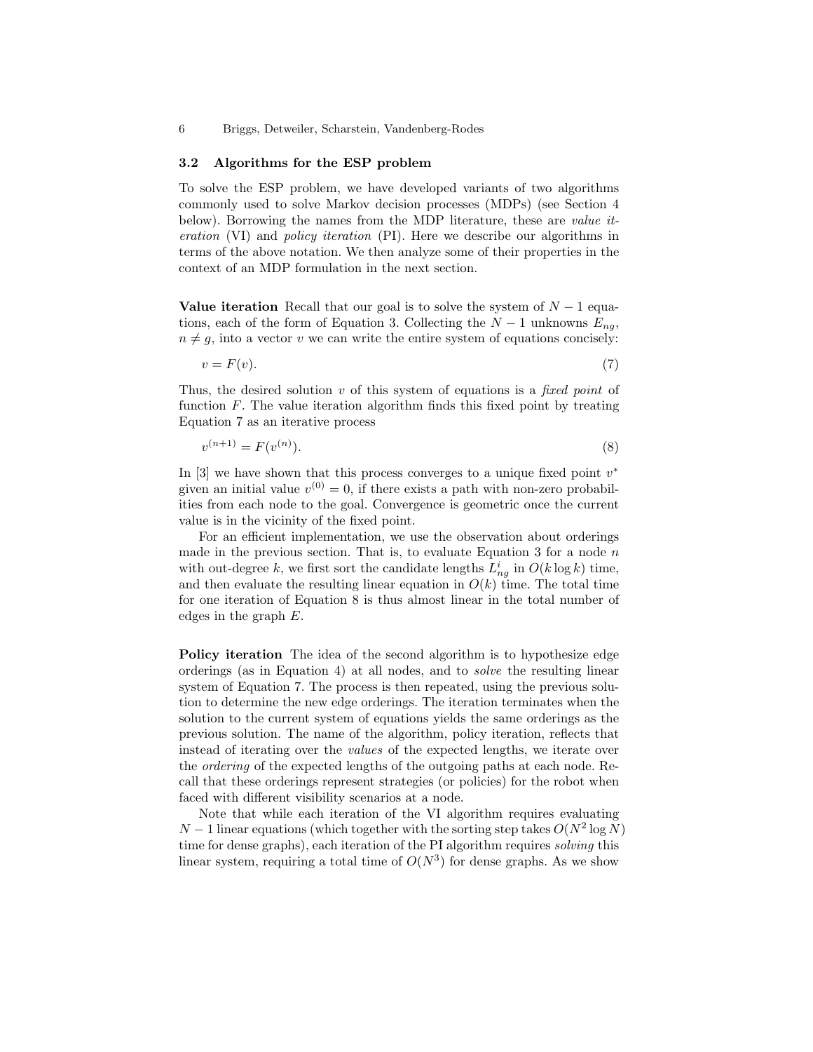### 3.2 Algorithms for the ESP problem

To solve the ESP problem, we have developed variants of two algorithms commonly used to solve Markov decision processes (MDPs) (see Section 4 below). Borrowing the names from the MDP literature, these are *value iteration* (VI) and *policy iteration* (PI). Here we describe our algorithms in terms of the above notation. We then analyze some of their properties in the context of an MDP formulation in the next section.

**Value iteration** Recall that our goal is to solve the system of $N-1$ equations, each of the form of Equation 3. Collecting the $N-1$ unknowns $E_{ng}$, $n \neq g$, into a vector $v$ we can write the entire system of equations concisely:

$$v = F(v). \tag{7}$$

Thus, the desired solution $v$ of this system of equations is a *fixed point* of function $F$. The value iteration algorithm finds this fixed point by treating Equation 7 as an iterative process

$$v^{(n+1)} = F(v^{(n)}). \tag{8}$$

In [3] we have shown that this process converges to a unique fixed point $v^*$ given an initial value $v^{(0)} = 0$, if there exists a path with non-zero probabilities from each node to the goal. Convergence is geometric once the current value is in the vicinity of the fixed point.

For an efficient implementation, we use the observation about orderings made in the previous section. That is, to evaluate Equation 3 for a node $n$ with out-degree $k$, we first sort the candidate lengths $L^i_{ng}$ in $O(k \log k)$ time, and then evaluate the resulting linear equation in $O(k)$ time. The total time for one iteration of Equation 8 is thus almost linear in the total number of edges in the graph $E$.

**Policy iteration** The idea of the second algorithm is to hypothesize edge orderings (as in Equation 4) at all nodes, and to *solve* the resulting linear system of Equation 7. The process is then repeated, using the previous solution to determine the new edge orderings. The iteration terminates when the solution to the current system of equations yields the same orderings as the previous solution. The name of the algorithm, policy iteration, reflects that instead of iterating over the *values* of the expected lengths, we iterate over the *ordering* of the expected lengths of the outgoing paths at each node. Recall that these orderings represent strategies (or policies) for the robot when faced with different visibility scenarios at a node.

Note that while each iteration of the VI algorithm requires evaluating $N-1$ linear equations (which together with the sorting step takes $O(N^2 \log N)$ time for dense graphs), each iteration of the PI algorithm requires *solving* this linear system, requiring a total time of $O(N^3)$ for dense graphs. As we show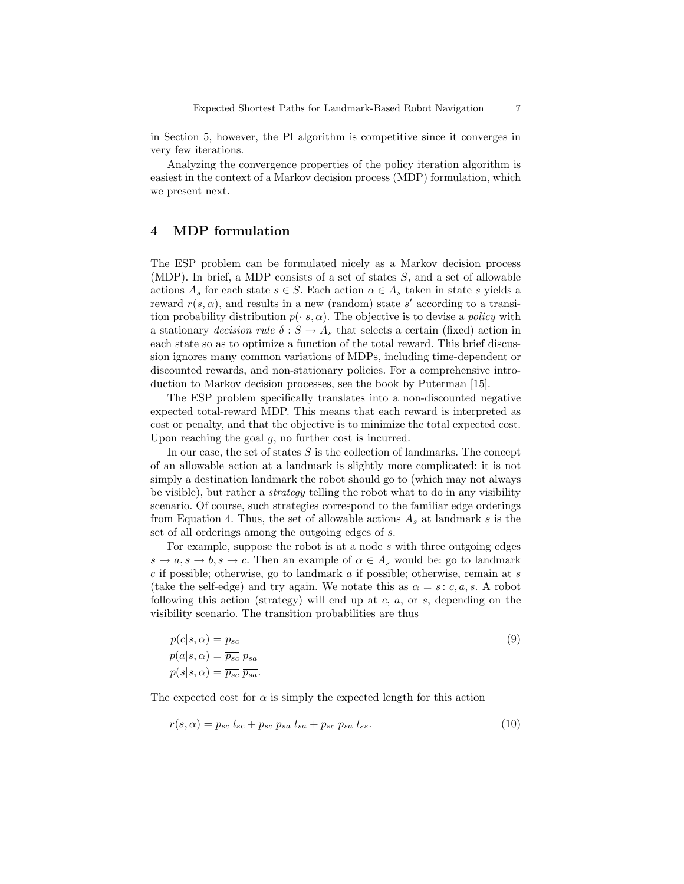in Section 5, however, the PI algorithm is competitive since it converges in very few iterations.

Analyzing the convergence properties of the policy iteration algorithm is easiest in the context of a Markov decision process (MDP) formulation, which we present next.

## 4 MDP formulation

The ESP problem can be formulated nicely as a Markov decision process (MDP). In brief, a MDP consists of a set of states $S$, and a set of allowable actions $A_s$ for each state $s \in S$. Each action $\alpha \in A_s$ taken in state $s$ yields a reward $r(s, \alpha)$, and results in a new (random) state $s'$ according to a transition probability distribution $p(\cdot|s, \alpha)$. The objective is to devise a *policy* with a stationary *decision rule* $\delta : S \to A_s$ that selects a certain (fixed) action in each state so as to optimize a function of the total reward. This brief discussion ignores many common variations of MDPs, including time-dependent or discounted rewards, and non-stationary policies. For a comprehensive introduction to Markov decision processes, see the book by Puterman [15].

The ESP problem specifically translates into a non-discounted negative expected total-reward MDP. This means that each reward is interpreted as cost or penalty, and that the objective is to minimize the total expected cost. Upon reaching the goal $g$, no further cost is incurred.

In our case, the set of states $S$ is the collection of landmarks. The concept of an allowable action at a landmark is slightly more complicated: it is not simply a destination landmark the robot should go to (which may not always be visible), but rather a *strategy* telling the robot what to do in any visibility scenario. Of course, such strategies correspond to the familiar edge orderings from Equation 4. Thus, the set of allowable actions $A_s$ at landmark $s$ is the set of all orderings among the outgoing edges of $s$.

For example, suppose the robot is at a node $s$ with three outgoing edges $s \to a, s \to b, s \to c$. Then an example of $\alpha \in A_s$ would be: go to landmark $c$ if possible; otherwise, go to landmark $a$ if possible; otherwise, remain at $s$ (take the self-edge) and try again. We notate this as $\alpha = s\colon c, a, s$. A robot following this action (strategy) will end up at $c$, $a$, or $s$, depending on the visibility scenario. The transition probabilities are thus

$$
\begin{aligned}
p(c|s, \alpha) &= p_{sc} \\
p(a|s, \alpha) &= \overline{p_{sc}}\, p_{sa} \\
p(s|s, \alpha) &= \overline{p_{sc}}\, \overline{p_{sa}}.
\end{aligned}
\tag{9}
$$

The expected cost for $\alpha$ is simply the expected length for this action

$$
r(s, \alpha) = p_{sc}\, l_{sc} + \overline{p_{sc}}\, p_{sa}\, l_{sa} + \overline{p_{sc}}\, \overline{p_{sa}}\, l_{ss}. \tag{10}
$$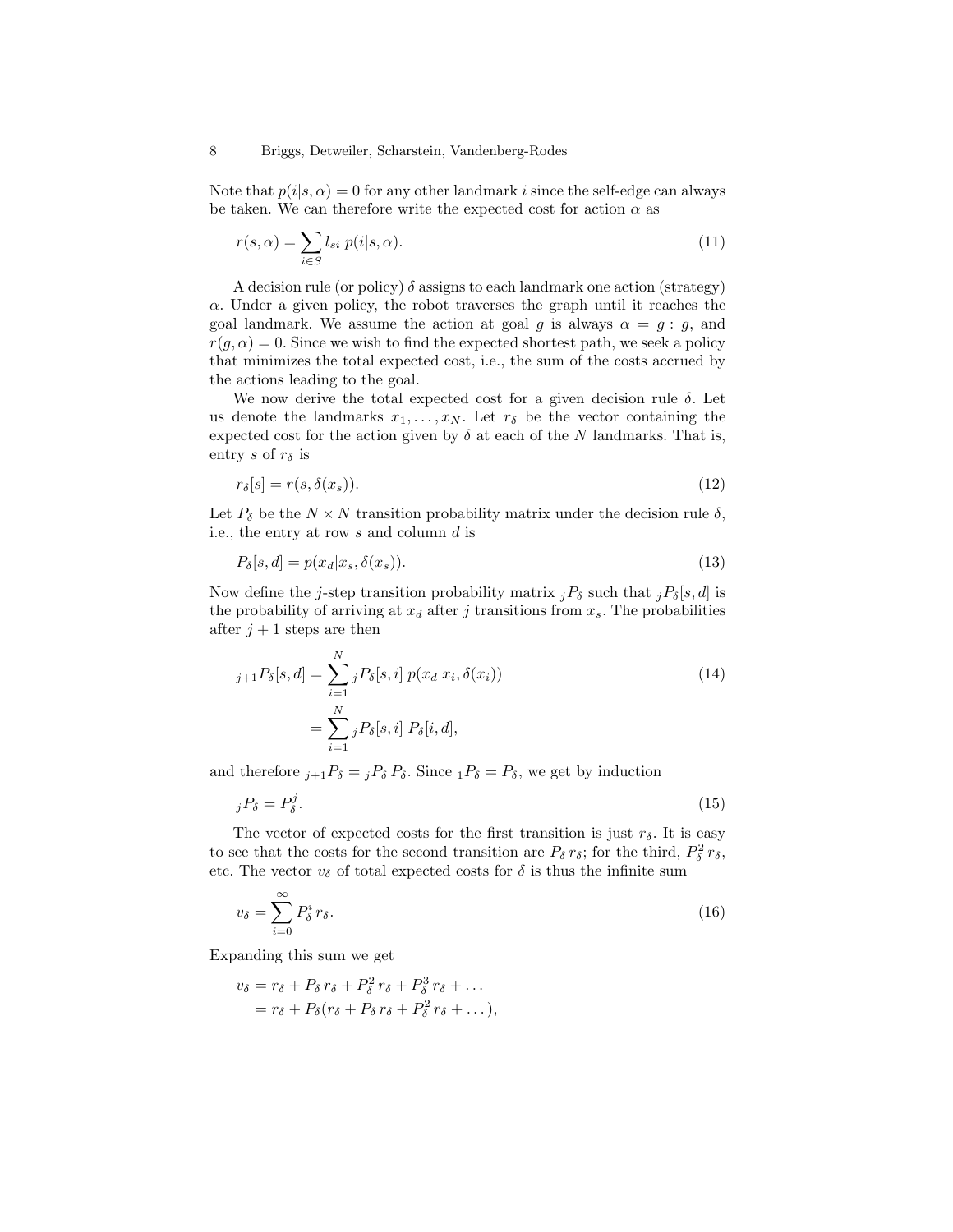Note that $p(i|s, \alpha) = 0$ for any other landmark $i$ since the self-edge can always be taken. We can therefore write the expected cost for action $\alpha$ as

$$r(s, \alpha) = \sum_{i \in S} l_{si}\, p(i|s, \alpha). \tag{11}$$

A decision rule (or policy) $\delta$ assigns to each landmark one action (strategy) $\alpha$. Under a given policy, the robot traverses the graph until it reaches the goal landmark. We assume the action at goal $g$ is always $\alpha = g : g$, and $r(g, \alpha) = 0$. Since we wish to find the expected shortest path, we seek a policy that minimizes the total expected cost, i.e., the sum of the costs accrued by the actions leading to the goal.

We now derive the total expected cost for a given decision rule $\delta$. Let us denote the landmarks $x_1, \ldots, x_N$. Let $r_\delta$ be the vector containing the expected cost for the action given by $\delta$ at each of the $N$ landmarks. That is, entry $s$ of $r_\delta$ is

$$r_\delta[s] = r(s, \delta(x_s)). \tag{12}$$

Let $P_\delta$ be the $N \times N$ transition probability matrix under the decision rule $\delta$, i.e., the entry at row $s$ and column $d$ is

$$P_\delta[s, d] = p(x_d|x_s, \delta(x_s)). \tag{13}$$

Now define the $j$-step transition probability matrix ${}_jP_\delta$ such that ${}_jP_\delta[s, d]$ is the probability of arriving at $x_d$ after $j$ transitions from $x_s$. The probabilities after $j + 1$ steps are then

$$\begin{aligned} {}_{j+1}P_\delta[s, d] &= \sum_{i=1}^{N} {}_jP_\delta[s, i]\; p(x_d|x_i, \delta(x_i)) \\ &= \sum_{i=1}^{N} {}_jP_\delta[s, i]\; P_\delta[i, d], \end{aligned} \tag{14}$$

and therefore ${}_{j+1}P_\delta = {}_jP_\delta\, P_\delta$. Since ${}_1P_\delta = P_\delta$, we get by induction

$${}_jP_\delta = P_\delta^j. \tag{15}$$

The vector of expected costs for the first transition is just $r_\delta$. It is easy to see that the costs for the second transition are $P_\delta\, r_\delta$; for the third, $P_\delta^2\, r_\delta$, etc. The vector $v_\delta$ of total expected costs for $\delta$ is thus the infinite sum

$$v_\delta = \sum_{i=0}^{\infty} P_\delta^i\, r_\delta. \tag{16}$$

Expanding this sum we get

$$\begin{aligned} v_\delta &= r_\delta + P_\delta\, r_\delta + P_\delta^2\, r_\delta + P_\delta^3\, r_\delta + \ldots \\ &= r_\delta + P_\delta(r_\delta + P_\delta\, r_\delta + P_\delta^2\, r_\delta + \ldots), \end{aligned}$$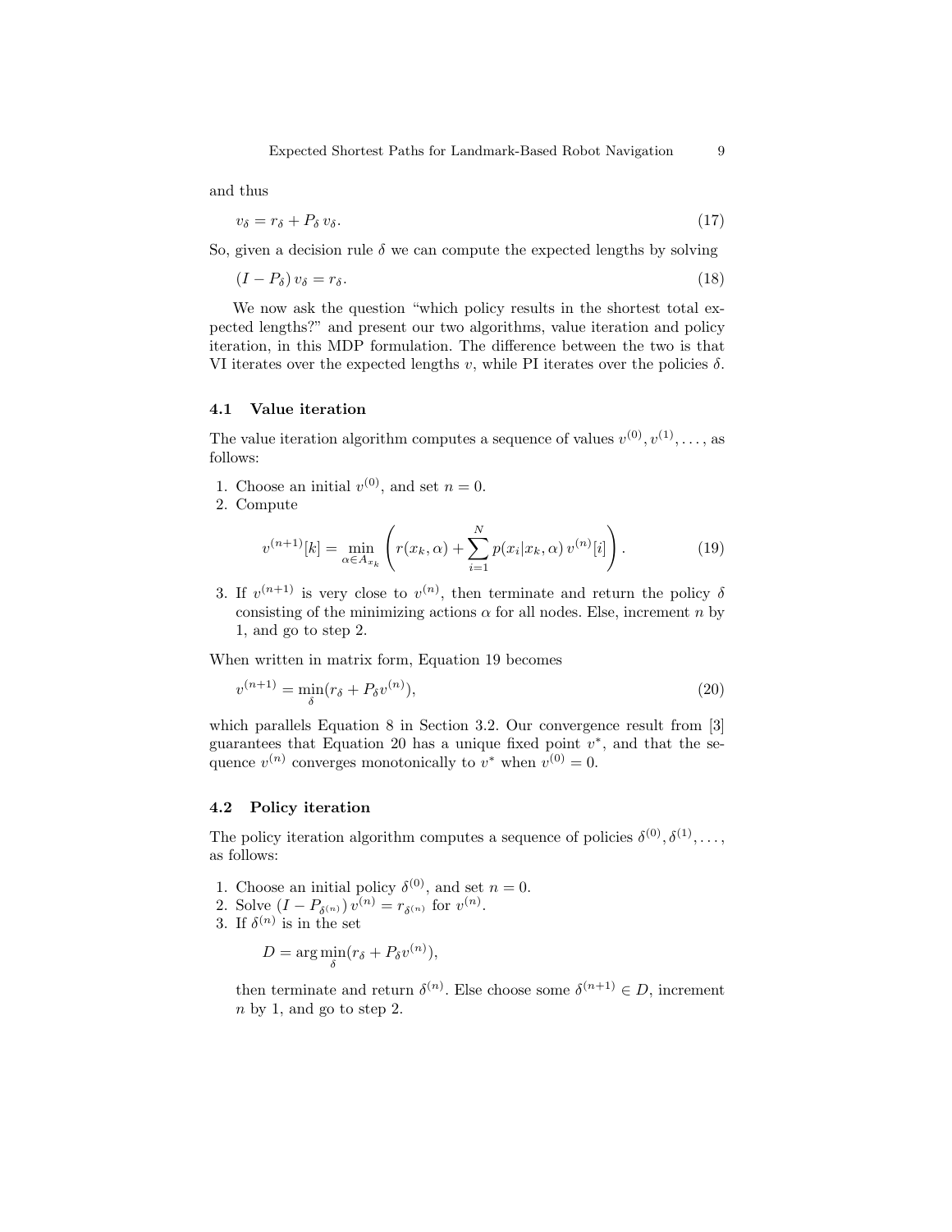and thus

$$v_\delta = r_\delta + P_\delta \, v_\delta. \tag{17}$$

So, given a decision rule $\delta$ we can compute the expected lengths by solving

$$(I - P_\delta) \, v_\delta = r_\delta. \tag{18}$$

We now ask the question "which policy results in the shortest total expected lengths?" and present our two algorithms, value iteration and policy iteration, in this MDP formulation. The difference between the two is that VI iterates over the expected lengths $v$, while PI iterates over the policies $\delta$.

### 4.1 Value iteration

The value iteration algorithm computes a sequence of values $v^{(0)}, v^{(1)}, \ldots$, as follows:

1. Choose an initial $v^{(0)}$, and set $n = 0$.
2. Compute

$$v^{(n+1)}[k] = \min_{\alpha \in A_{x_k}} \left( r(x_k, \alpha) + \sum_{i=1}^{N} p(x_i | x_k, \alpha) \, v^{(n)}[i] \right). \tag{19}$$

3. If $v^{(n+1)}$ is very close to $v^{(n)}$, then terminate and return the policy $\delta$ consisting of the minimizing actions $\alpha$ for all nodes. Else, increment $n$ by 1, and go to step 2.

When written in matrix form, Equation 19 becomes

$$v^{(n+1)} = \min_{\delta} (r_\delta + P_\delta v^{(n)}), \tag{20}$$

which parallels Equation 8 in Section 3.2. Our convergence result from [3] guarantees that Equation 20 has a unique fixed point $v^*$, and that the sequence $v^{(n)}$ converges monotonically to $v^*$ when $v^{(0)} = 0$.

### 4.2 Policy iteration

The policy iteration algorithm computes a sequence of policies $\delta^{(0)}, \delta^{(1)}, \ldots$, as follows:

1. Choose an initial policy $\delta^{(0)}$, and set $n = 0$.
2. Solve $(I - P_{\delta^{(n)}}) \, v^{(n)} = r_{\delta^{(n)}}$ for $v^{(n)}$.
3. If $\delta^{(n)}$ is in the set

$$D = \arg\min_{\delta} (r_\delta + P_\delta v^{(n)}),$$

   then terminate and return $\delta^{(n)}$. Else choose some $\delta^{(n+1)} \in D$, increment $n$ by 1, and go to step 2.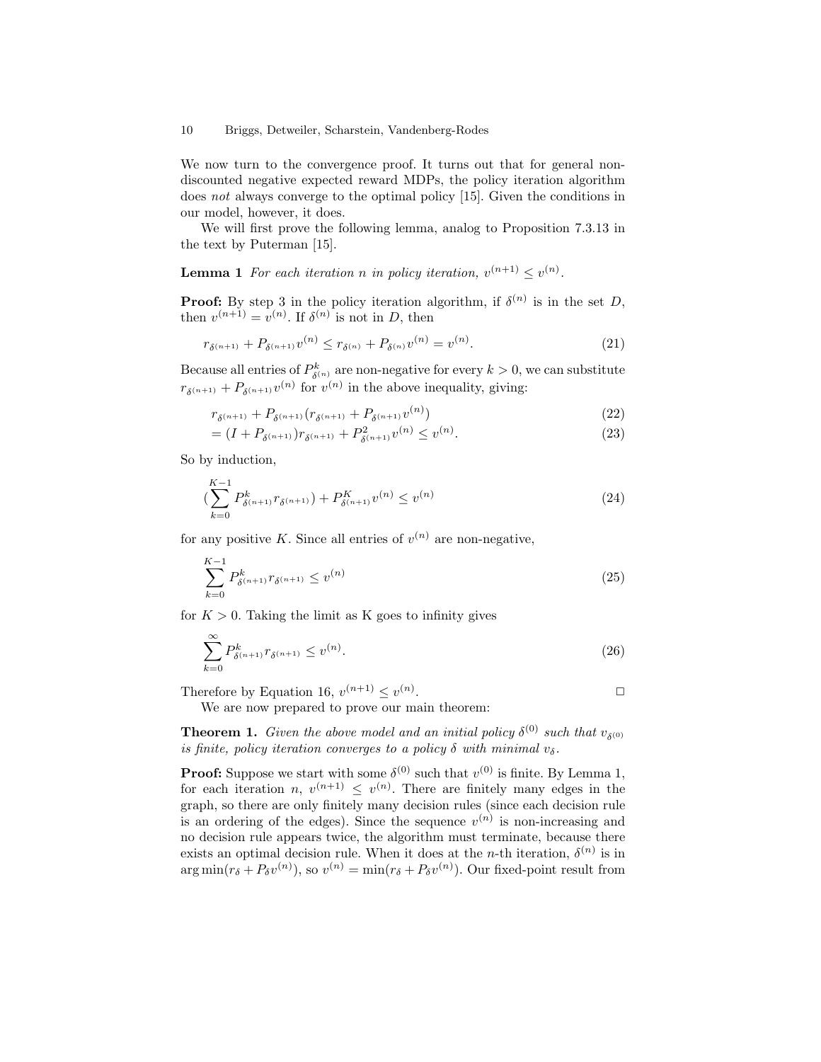We now turn to the convergence proof. It turns out that for general non-discounted negative expected reward MDPs, the policy iteration algorithm does *not* always converge to the optimal policy [15]. Given the conditions in our model, however, it does.

We will first prove the following lemma, analog to Proposition 7.3.13 in the text by Puterman [15].

**Lemma 1** *For each iteration n in policy iteration, $v^{(n+1)} \leq v^{(n)}$.*

**Proof:** By step 3 in the policy iteration algorithm, if $\delta^{(n)}$ is in the set $D$, then $v^{(n+1)} = v^{(n)}$. If $\delta^{(n)}$ is not in $D$, then

$$r_{\delta^{(n+1)}} + P_{\delta^{(n+1)}} v^{(n)} \leq r_{\delta^{(n)}} + P_{\delta^{(n)}} v^{(n)} = v^{(n)}. \tag{21}$$

Because all entries of $P^k_{\delta^{(n)}}$ are non-negative for every $k > 0$, we can substitute $r_{\delta^{(n+1)}} + P_{\delta^{(n+1)}} v^{(n)}$ for $v^{(n)}$ in the above inequality, giving:

$$r_{\delta^{(n+1)}} + P_{\delta^{(n+1)}} (r_{\delta^{(n+1)}} + P_{\delta^{(n+1)}} v^{(n)}) \tag{22}$$

$$= (I + P_{\delta^{(n+1)}}) r_{\delta^{(n+1)}} + P^2_{\delta^{(n+1)}} v^{(n)} \leq v^{(n)}. \tag{23}$$

So by induction,

$$\left(\sum_{k=0}^{K-1} P^k_{\delta^{(n+1)}} r_{\delta^{(n+1)}}\right) + P^K_{\delta^{(n+1)}} v^{(n)} \leq v^{(n)} \tag{24}$$

for any positive $K$. Since all entries of $v^{(n)}$ are non-negative,

$$\sum_{k=0}^{K-1} P^k_{\delta^{(n+1)}} r_{\delta^{(n+1)}} \leq v^{(n)} \tag{25}$$

for $K > 0$. Taking the limit as K goes to infinity gives

$$\sum_{k=0}^{\infty} P^k_{\delta^{(n+1)}} r_{\delta^{(n+1)}} \leq v^{(n)}. \tag{26}$$

Therefore by Equation 16, $v^{(n+1)} \leq v^{(n)}$. □

We are now prepared to prove our main theorem:

**Theorem 1.** *Given the above model and an initial policy $\delta^{(0)}$ such that $v_{\delta^{(0)}}$ is finite, policy iteration converges to a policy $\delta$ with minimal $v_\delta$.*

**Proof:** Suppose we start with some $\delta^{(0)}$ such that $v^{(0)}$ is finite. By Lemma 1, for each iteration $n$, $v^{(n+1)} \leq v^{(n)}$. There are finitely many edges in the graph, so there are only finitely many decision rules (since each decision rule is an ordering of the edges). Since the sequence $v^{(n)}$ is non-increasing and no decision rule appears twice, the algorithm must terminate, because there exists an optimal decision rule. When it does at the $n$-th iteration, $\delta^{(n)}$ is in $\arg\min(r_\delta + P_\delta v^{(n)})$, so $v^{(n)} = \min(r_\delta + P_\delta v^{(n)})$. Our fixed-point result from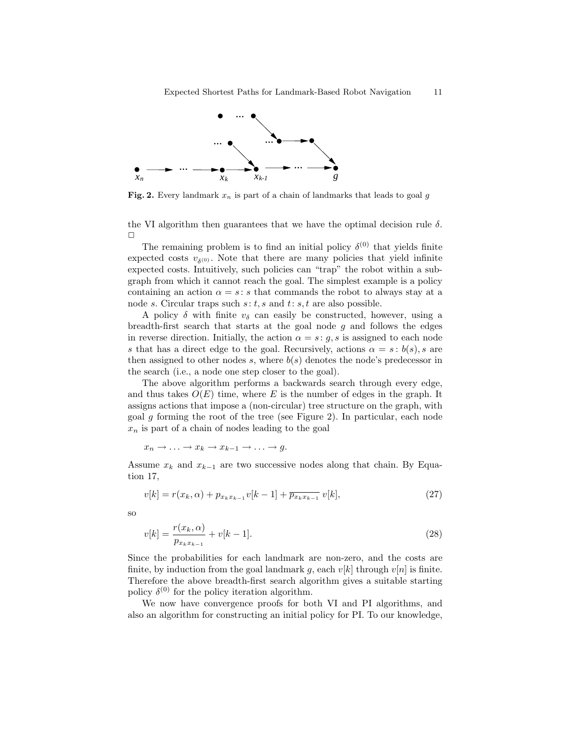**Fig. 2.** Every landmark $x_n$ is part of a chain of landmarks that leads to goal $g$

the VI algorithm then guarantees that we have the optimal decision rule $\delta$. □

The remaining problem is to find an initial policy $\delta^{(0)}$ that yields finite expected costs $v_{\delta^{(0)}}$. Note that there are many policies that yield infinite expected costs. Intuitively, such policies can "trap" the robot within a subgraph from which it cannot reach the goal. The simplest example is a policy containing an action $\alpha = s\colon s$ that commands the robot to always stay at a node $s$. Circular traps such $s\colon t, s$ and $t\colon s, t$ are also possible.

A policy $\delta$ with finite $v_\delta$ can easily be constructed, however, using a breadth-first search that starts at the goal node $g$ and follows the edges in reverse direction. Initially, the action $\alpha = s\colon g, s$ is assigned to each node $s$ that has a direct edge to the goal. Recursively, actions $\alpha = s : b(s), s$ are then assigned to other nodes $s$, where $b(s)$ denotes the node's predecessor in the search (i.e., a node one step closer to the goal).

The above algorithm performs a backwards search through every edge, and thus takes $O(E)$ time, where $E$ is the number of edges in the graph. It assigns actions that impose a (non-circular) tree structure on the graph, with goal $g$ forming the root of the tree (see Figure 2). In particular, each node $x_n$ is part of a chain of nodes leading to the goal

$$x_n \to \ldots \to x_k \to x_{k-1} \to \ldots \to g.$$

Assume $x_k$ and $x_{k-1}$ are two successive nodes along that chain. By Equation 17,

$$v[k] = r(x_k, \alpha) + p_{x_k x_{k-1}} v[k-1] + \overline{p_{x_k x_{k-1}}}\, v[k], \tag{27}$$

so

$$v[k] = \frac{r(x_k, \alpha)}{p_{x_k x_{k-1}}} + v[k-1]. \tag{28}$$

Since the probabilities for each landmark are non-zero, and the costs are finite, by induction from the goal landmark $g$, each $v[k]$ through $v[n]$ is finite. Therefore the above breadth-first search algorithm gives a suitable starting policy $\delta^{(0)}$ for the policy iteration algorithm.

We now have convergence proofs for both VI and PI algorithms, and also an algorithm for constructing an initial policy for PI. To our knowledge,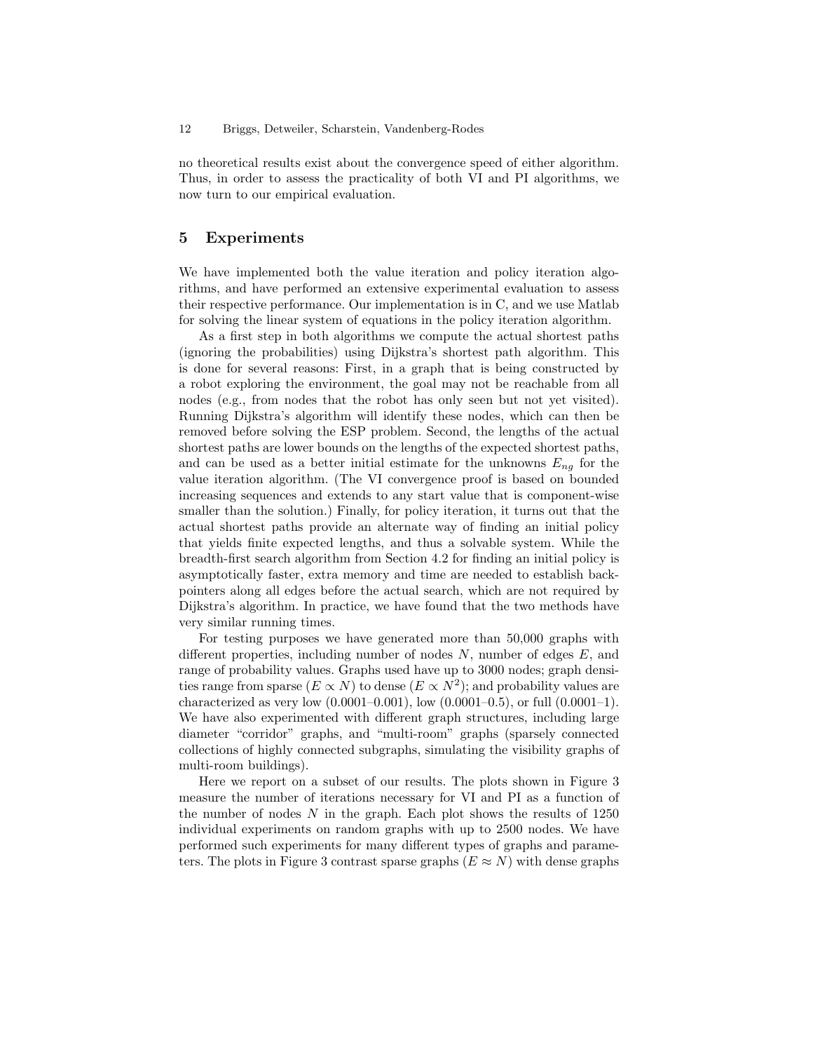no theoretical results exist about the convergence speed of either algorithm. Thus, in order to assess the practicality of both VI and PI algorithms, we now turn to our empirical evaluation.

## 5 Experiments

We have implemented both the value iteration and policy iteration algorithms, and have performed an extensive experimental evaluation to assess their respective performance. Our implementation is in C, and we use Matlab for solving the linear system of equations in the policy iteration algorithm.

As a first step in both algorithms we compute the actual shortest paths (ignoring the probabilities) using Dijkstra's shortest path algorithm. This is done for several reasons: First, in a graph that is being constructed by a robot exploring the environment, the goal may not be reachable from all nodes (e.g., from nodes that the robot has only seen but not yet visited). Running Dijkstra's algorithm will identify these nodes, which can then be removed before solving the ESP problem. Second, the lengths of the actual shortest paths are lower bounds on the lengths of the expected shortest paths, and can be used as a better initial estimate for the unknowns $E_{ng}$ for the value iteration algorithm. (The VI convergence proof is based on bounded increasing sequences and extends to any start value that is component-wise smaller than the solution.) Finally, for policy iteration, it turns out that the actual shortest paths provide an alternate way of finding an initial policy that yields finite expected lengths, and thus a solvable system. While the breadth-first search algorithm from Section 4.2 for finding an initial policy is asymptotically faster, extra memory and time are needed to establish backpointers along all edges before the actual search, which are not required by Dijkstra's algorithm. In practice, we have found that the two methods have very similar running times.

For testing purposes we have generated more than 50,000 graphs with different properties, including number of nodes $N$, number of edges $E$, and range of probability values. Graphs used have up to 3000 nodes; graph densities range from sparse ($E \propto N$) to dense ($E \propto N^2$); and probability values are characterized as very low (0.0001–0.001), low (0.0001–0.5), or full (0.0001–1). We have also experimented with different graph structures, including large diameter "corridor" graphs, and "multi-room" graphs (sparsely connected collections of highly connected subgraphs, simulating the visibility graphs of multi-room buildings).

Here we report on a subset of our results. The plots shown in Figure 3 measure the number of iterations necessary for VI and PI as a function of the number of nodes $N$ in the graph. Each plot shows the results of 1250 individual experiments on random graphs with up to 2500 nodes. We have performed such experiments for many different types of graphs and parameters. The plots in Figure 3 contrast sparse graphs ($E \approx N$) with dense graphs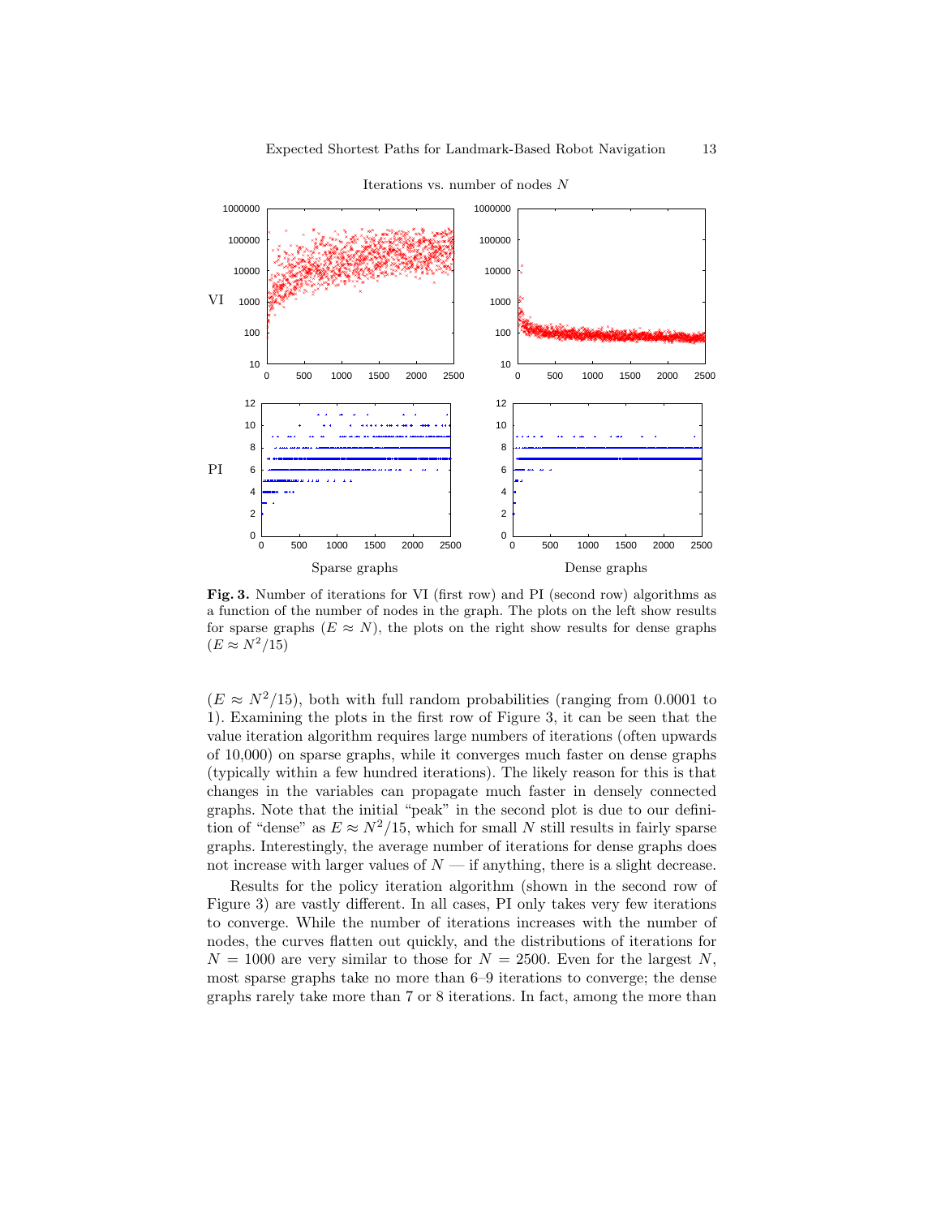**Fig. 3.** Number of iterations for VI (first row) and PI (second row) algorithms as a function of the number of nodes in the graph. The plots on the left show results for sparse graphs ($E \approx N$), the plots on the right show results for dense graphs ($E \approx N^2/15$)

($E \approx N^2/15$), both with full random probabilities (ranging from 0.0001 to 1). Examining the plots in the first row of Figure 3, it can be seen that the value iteration algorithm requires large numbers of iterations (often upwards of 10,000) on sparse graphs, while it converges much faster on dense graphs (typically within a few hundred iterations). The likely reason for this is that changes in the variables can propagate much faster in densely connected graphs. Note that the initial "peak" in the second plot is due to our definition of "dense" as $E \approx N^2/15$, which for small $N$ still results in fairly sparse graphs. Interestingly, the average number of iterations for dense graphs does not increase with larger values of $N$ — if anything, there is a slight decrease.

Results for the policy iteration algorithm (shown in the second row of Figure 3) are vastly different. In all cases, PI only takes very few iterations to converge. While the number of iterations increases with the number of nodes, the curves flatten out quickly, and the distributions of iterations for $N = 1000$ are very similar to those for $N = 2500$. Even for the largest $N$, most sparse graphs take no more than 6–9 iterations to converge; the dense graphs rarely take more than 7 or 8 iterations. In fact, among the more than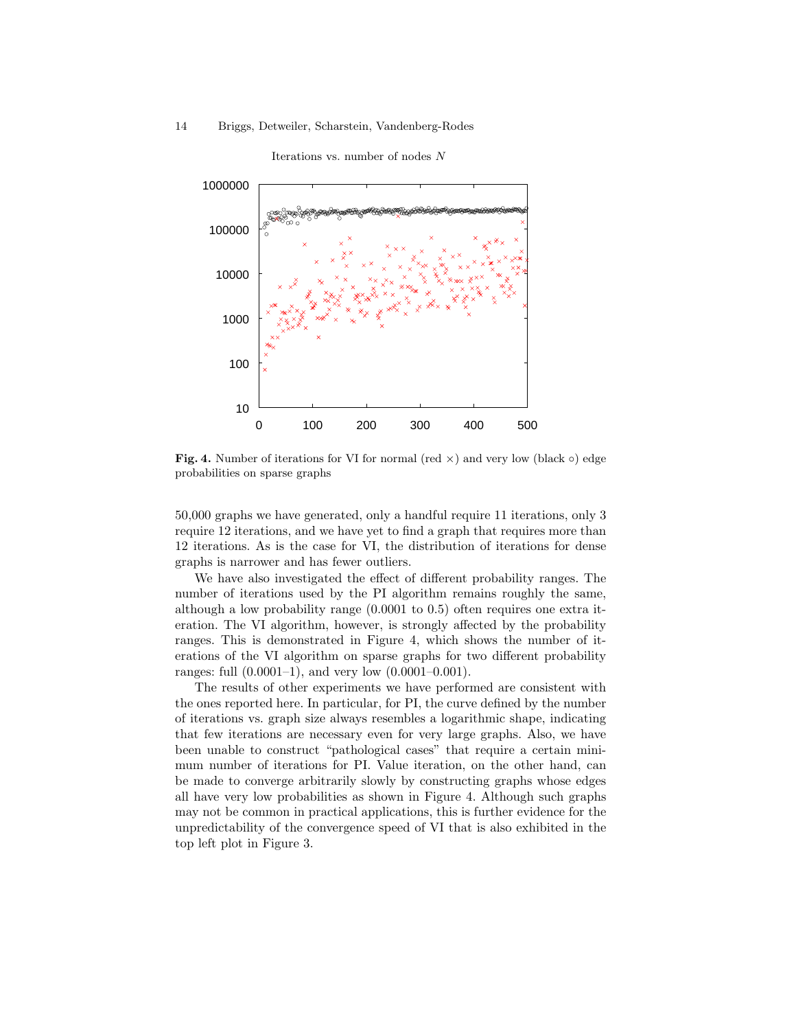Iterations vs. number of nodes $N$

**Fig. 4.** Number of iterations for VI for normal (red $\times$) and very low (black $\circ$) edge probabilities on sparse graphs

50,000 graphs we have generated, only a handful require 11 iterations, only 3 require 12 iterations, and we have yet to find a graph that requires more than 12 iterations. As is the case for VI, the distribution of iterations for dense graphs is narrower and has fewer outliers.

We have also investigated the effect of different probability ranges. The number of iterations used by the PI algorithm remains roughly the same, although a low probability range (0.0001 to 0.5) often requires one extra iteration. The VI algorithm, however, is strongly affected by the probability ranges. This is demonstrated in Figure 4, which shows the number of iterations of the VI algorithm on sparse graphs for two different probability ranges: full (0.0001–1), and very low (0.0001–0.001).

The results of other experiments we have performed are consistent with the ones reported here. In particular, for PI, the curve defined by the number of iterations vs. graph size always resembles a logarithmic shape, indicating that few iterations are necessary even for very large graphs. Also, we have been unable to construct "pathological cases" that require a certain minimum number of iterations for PI. Value iteration, on the other hand, can be made to converge arbitrarily slowly by constructing graphs whose edges all have very low probabilities as shown in Figure 4. Although such graphs may not be common in practical applications, this is further evidence for the unpredictability of the convergence speed of VI that is also exhibited in the top left plot in Figure 3.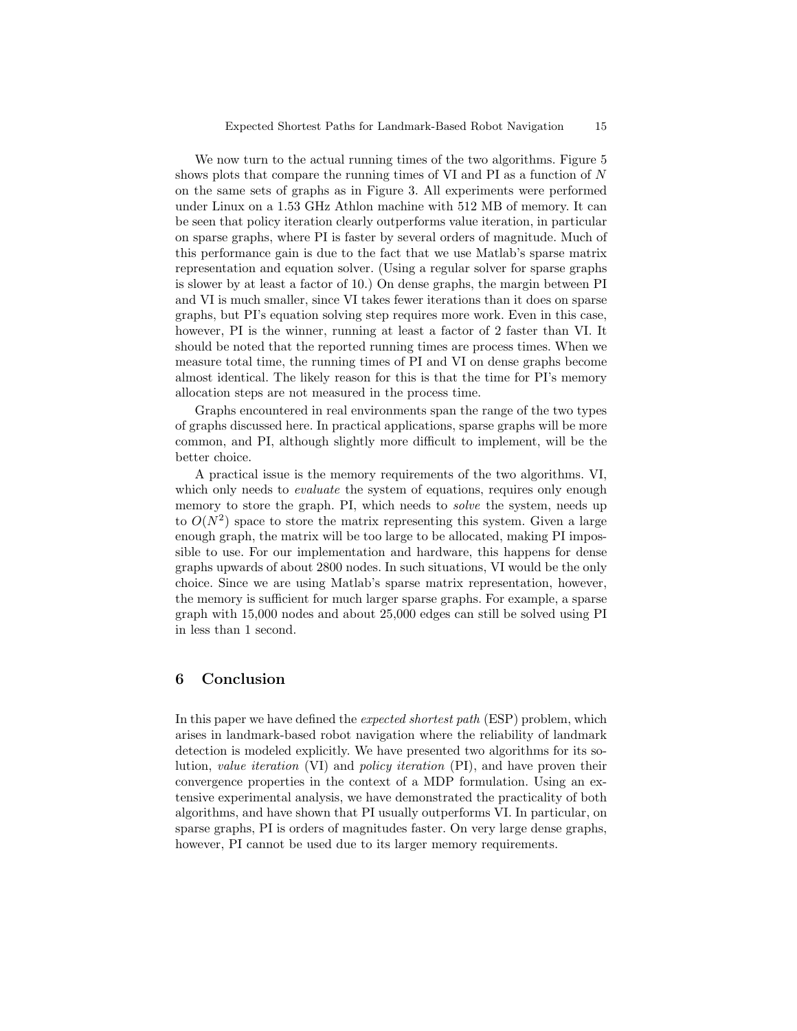We now turn to the actual running times of the two algorithms. Figure 5 shows plots that compare the running times of VI and PI as a function of $N$ on the same sets of graphs as in Figure 3. All experiments were performed under Linux on a 1.53 GHz Athlon machine with 512 MB of memory. It can be seen that policy iteration clearly outperforms value iteration, in particular on sparse graphs, where PI is faster by several orders of magnitude. Much of this performance gain is due to the fact that we use Matlab's sparse matrix representation and equation solver. (Using a regular solver for sparse graphs is slower by at least a factor of 10.) On dense graphs, the margin between PI and VI is much smaller, since VI takes fewer iterations than it does on sparse graphs, but PI's equation solving step requires more work. Even in this case, however, PI is the winner, running at least a factor of 2 faster than VI. It should be noted that the reported running times are process times. When we measure total time, the running times of PI and VI on dense graphs become almost identical. The likely reason for this is that the time for PI's memory allocation steps are not measured in the process time.

Graphs encountered in real environments span the range of the two types of graphs discussed here. In practical applications, sparse graphs will be more common, and PI, although slightly more difficult to implement, will be the better choice.

A practical issue is the memory requirements of the two algorithms. VI, which only needs to *evaluate* the system of equations, requires only enough memory to store the graph. PI, which needs to *solve* the system, needs up to $O(N^2)$ space to store the matrix representing this system. Given a large enough graph, the matrix will be too large to be allocated, making PI impossible to use. For our implementation and hardware, this happens for dense graphs upwards of about 2800 nodes. In such situations, VI would be the only choice. Since we are using Matlab's sparse matrix representation, however, the memory is sufficient for much larger sparse graphs. For example, a sparse graph with 15,000 nodes and about 25,000 edges can still be solved using PI in less than 1 second.

## 6 Conclusion

In this paper we have defined the *expected shortest path* (ESP) problem, which arises in landmark-based robot navigation where the reliability of landmark detection is modeled explicitly. We have presented two algorithms for its solution, *value iteration* (VI) and *policy iteration* (PI), and have proven their convergence properties in the context of a MDP formulation. Using an extensive experimental analysis, we have demonstrated the practicality of both algorithms, and have shown that PI usually outperforms VI. In particular, on sparse graphs, PI is orders of magnitudes faster. On very large dense graphs, however, PI cannot be used due to its larger memory requirements.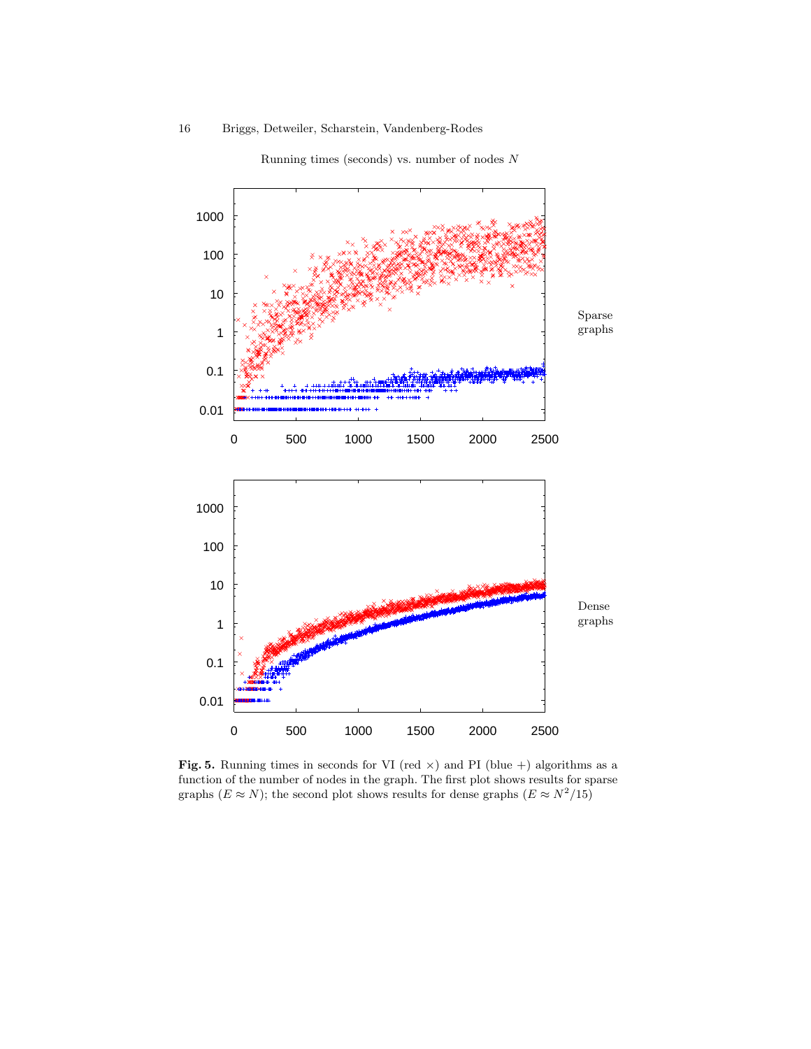Running times (seconds) vs. number of nodes $N$

Sparse graphs

Dense graphs

**Fig. 5.** Running times in seconds for VI (red $\times$) and PI (blue $+$) algorithms as a function of the number of nodes in the graph. The first plot shows results for sparse graphs ($E \approx N$); the second plot shows results for dense graphs ($E \approx N^2/15$)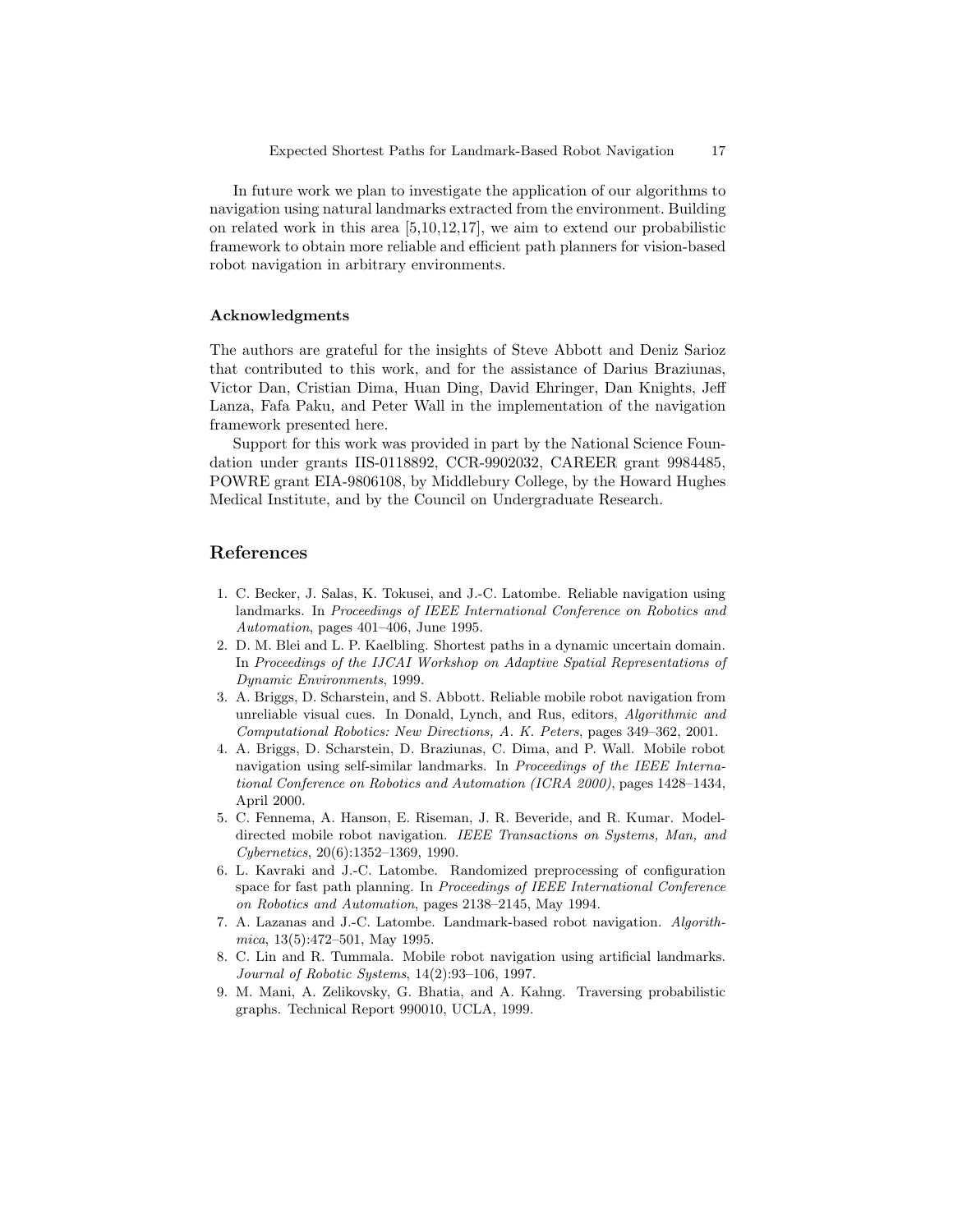In future work we plan to investigate the application of our algorithms to navigation using natural landmarks extracted from the environment. Building on related work in this area [5,10,12,17], we aim to extend our probabilistic framework to obtain more reliable and efficient path planners for vision-based robot navigation in arbitrary environments.

### Acknowledgments

The authors are grateful for the insights of Steve Abbott and Deniz Sarioz that contributed to this work, and for the assistance of Darius Braziunas, Victor Dan, Cristian Dima, Huan Ding, David Ehringer, Dan Knights, Jeff Lanza, Fafa Paku, and Peter Wall in the implementation of the navigation framework presented here.

Support for this work was provided in part by the National Science Foundation under grants IIS-0118892, CCR-9902032, CAREER grant 9984485, POWRE grant EIA-9806108, by Middlebury College, by the Howard Hughes Medical Institute, and by the Council on Undergraduate Research.

## References

1. C. Becker, J. Salas, K. Tokusei, and J.-C. Latombe. Reliable navigation using landmarks. In *Proceedings of IEEE International Conference on Robotics and Automation*, pages 401–406, June 1995.
2. D. M. Blei and L. P. Kaelbling. Shortest paths in a dynamic uncertain domain. In *Proceedings of the IJCAI Workshop on Adaptive Spatial Representations of Dynamic Environments*, 1999.
3. A. Briggs, D. Scharstein, and S. Abbott. Reliable mobile robot navigation from unreliable visual cues. In Donald, Lynch, and Rus, editors, *Algorithmic and Computational Robotics: New Directions, A. K. Peters*, pages 349–362, 2001.
4. A. Briggs, D. Scharstein, D. Braziunas, C. Dima, and P. Wall. Mobile robot navigation using self-similar landmarks. In *Proceedings of the IEEE International Conference on Robotics and Automation (ICRA 2000)*, pages 1428–1434, April 2000.
5. C. Fennema, A. Hanson, E. Riseman, J. R. Beveride, and R. Kumar. Model-directed mobile robot navigation. *IEEE Transactions on Systems, Man, and Cybernetics*, 20(6):1352–1369, 1990.
6. L. Kavraki and J.-C. Latombe. Randomized preprocessing of configuration space for fast path planning. In *Proceedings of IEEE International Conference on Robotics and Automation*, pages 2138–2145, May 1994.
7. A. Lazanas and J.-C. Latombe. Landmark-based robot navigation. *Algorithmica*, 13(5):472–501, May 1995.
8. C. Lin and R. Tummala. Mobile robot navigation using artificial landmarks. *Journal of Robotic Systems*, 14(2):93–106, 1997.
9. M. Mani, A. Zelikovsky, G. Bhatia, and A. Kahng. Traversing probabilistic graphs. Technical Report 990010, UCLA, 1999.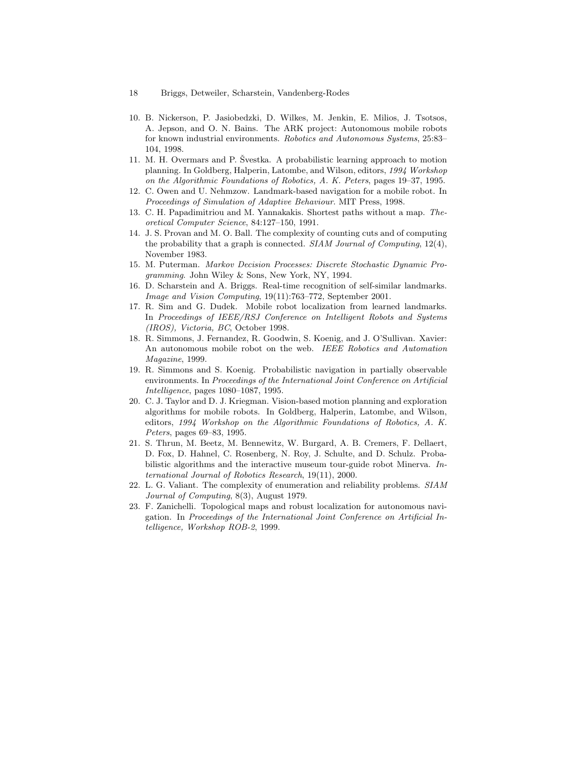10. B. Nickerson, P. Jasiobedzki, D. Wilkes, M. Jenkin, E. Milios, J. Tsotsos, A. Jepson, and O. N. Bains. The ARK project: Autonomous mobile robots for known industrial environments. *Robotics and Autonomous Systems*, 25:83–104, 1998.
11. M. H. Overmars and P. Švestka. A probabilistic learning approach to motion planning. In Goldberg, Halperin, Latombe, and Wilson, editors, *1994 Workshop on the Algorithmic Foundations of Robotics, A. K. Peters*, pages 19–37, 1995.
12. C. Owen and U. Nehmzow. Landmark-based navigation for a mobile robot. In *Proceedings of Simulation of Adaptive Behaviour*. MIT Press, 1998.
13. C. H. Papadimitriou and M. Yannakakis. Shortest paths without a map. *Theoretical Computer Science*, 84:127–150, 1991.
14. J. S. Provan and M. O. Ball. The complexity of counting cuts and of computing the probability that a graph is connected. *SIAM Journal of Computing*, 12(4), November 1983.
15. M. Puterman. *Markov Decision Processes: Discrete Stochastic Dynamic Programming*. John Wiley & Sons, New York, NY, 1994.
16. D. Scharstein and A. Briggs. Real-time recognition of self-similar landmarks. *Image and Vision Computing*, 19(11):763–772, September 2001.
17. R. Sim and G. Dudek. Mobile robot localization from learned landmarks. In *Proceedings of IEEE/RSJ Conference on Intelligent Robots and Systems (IROS), Victoria, BC*, October 1998.
18. R. Simmons, J. Fernandez, R. Goodwin, S. Koenig, and J. O'Sullivan. Xavier: An autonomous mobile robot on the web. *IEEE Robotics and Automation Magazine*, 1999.
19. R. Simmons and S. Koenig. Probabilistic navigation in partially observable environments. In *Proceedings of the International Joint Conference on Artificial Intelligence*, pages 1080–1087, 1995.
20. C. J. Taylor and D. J. Kriegman. Vision-based motion planning and exploration algorithms for mobile robots. In Goldberg, Halperin, Latombe, and Wilson, editors, *1994 Workshop on the Algorithmic Foundations of Robotics, A. K. Peters*, pages 69–83, 1995.
21. S. Thrun, M. Beetz, M. Bennewitz, W. Burgard, A. B. Cremers, F. Dellaert, D. Fox, D. Hahnel, C. Rosenberg, N. Roy, J. Schulte, and D. Schulz. Probabilistic algorithms and the interactive museum tour-guide robot Minerva. *International Journal of Robotics Research*, 19(11), 2000.
22. L. G. Valiant. The complexity of enumeration and reliability problems. *SIAM Journal of Computing*, 8(3), August 1979.
23. F. Zanichelli. Topological maps and robust localization for autonomous navigation. In *Proceedings of the International Joint Conference on Artificial Intelligence, Workshop ROB-2*, 1999.